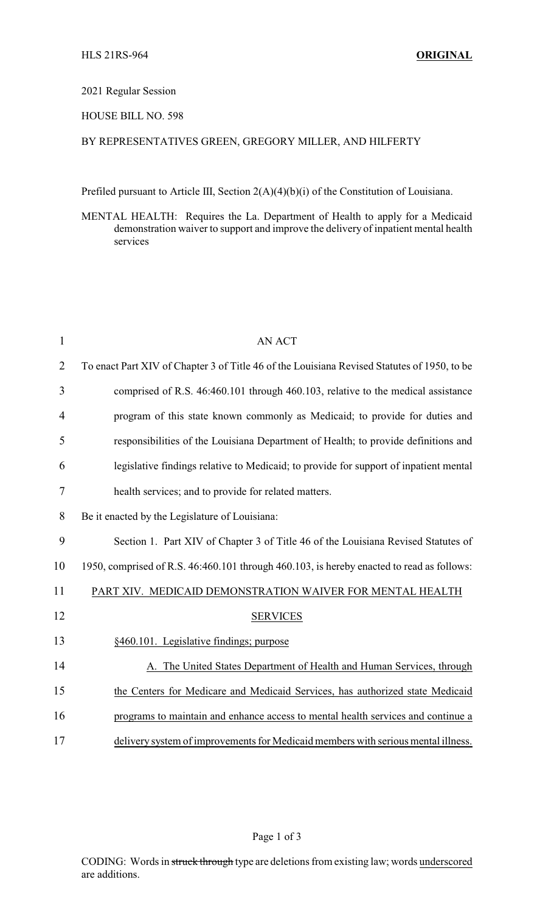HLS 21RS-964 **ORIGINAL**

2021 Regular Session

HOUSE BILL NO. 598

BY REPRESENTATIVES GREEN, GREGORY MILLER, AND HILFERTY

Prefiled pursuant to Article III, Section 2(A)(4)(b)(i) of the Constitution of Louisiana.

MENTAL HEALTH: Requires the La. Department of Health to apply for a Medicaid demonstration waiver to support and improve the delivery of inpatient mental health services

AN ACT

To enact Part XIV of Chapter 3 of Title 46 of the Louisiana Revised Statutes of 1950, to be comprised of R.S. 46:460.101 through 460.103, relative to the medical assistance program of this state known commonly as Medicaid; to provide for duties and responsibilities of the Louisiana Department of Health; to provide definitions and legislative findings relative to Medicaid; to provide for support of inpatient mental health services; and to provide for related matters.

Be it enacted by the Legislature of Louisiana:

Section 1. Part XIV of Chapter 3 of Title 46 of the Louisiana Revised Statutes of 1950, comprised of R.S. 46:460.101 through 460.103, is hereby enacted to read as follows:

PART XIV. MEDICAID DEMONSTRATION WAIVER FOR MENTAL HEALTH SERVICES

§460.101. Legislative findings; purpose

A. The United States Department of Health and Human Services, through the Centers for Medicare and Medicaid Services, has authorized state Medicaid programs to maintain and enhance access to mental health services and continue a delivery system of improvements for Medicaid members with serious mental illness.

CODING: Words in ~~struck through~~ type are deletions from existing law; words underscored are additions.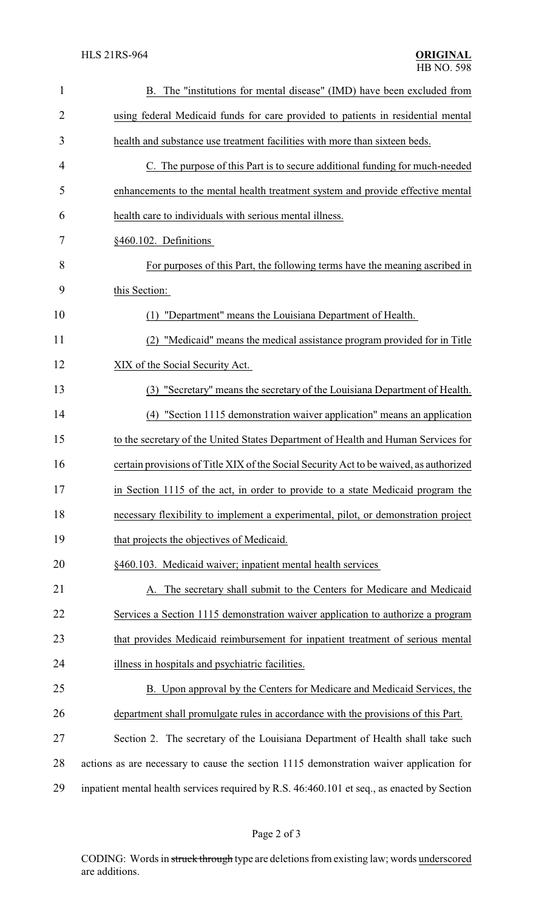B. The "institutions for mental disease" (IMD) have been excluded from using federal Medicaid funds for care provided to patients in residential mental health and substance use treatment facilities with more than sixteen beds.

C. The purpose of this Part is to secure additional funding for much-needed enhancements to the mental health treatment system and provide effective mental health care to individuals with serious mental illness.

§460.102. Definitions

For purposes of this Part, the following terms have the meaning ascribed in this Section:

(1) "Department" means the Louisiana Department of Health.

(2) "Medicaid" means the medical assistance program provided for in Title XIX of the Social Security Act.

(3) "Secretary" means the secretary of the Louisiana Department of Health.

(4) "Section 1115 demonstration waiver application" means an application to the secretary of the United States Department of Health and Human Services for certain provisions of Title XIX of the Social Security Act to be waived, as authorized in Section 1115 of the act, in order to provide to a state Medicaid program the necessary flexibility to implement a experimental, pilot, or demonstration project that projects the objectives of Medicaid.

§460.103. Medicaid waiver; inpatient mental health services

A. The secretary shall submit to the Centers for Medicare and Medicaid Services a Section 1115 demonstration waiver application to authorize a program that provides Medicaid reimbursement for inpatient treatment of serious mental illness in hospitals and psychiatric facilities.

B. Upon approval by the Centers for Medicare and Medicaid Services, the department shall promulgate rules in accordance with the provisions of this Part.

Section 2. The secretary of the Louisiana Department of Health shall take such actions as are necessary to cause the section 1115 demonstration waiver application for inpatient mental health services required by R.S. 46:460.101 et seq., as enacted by Section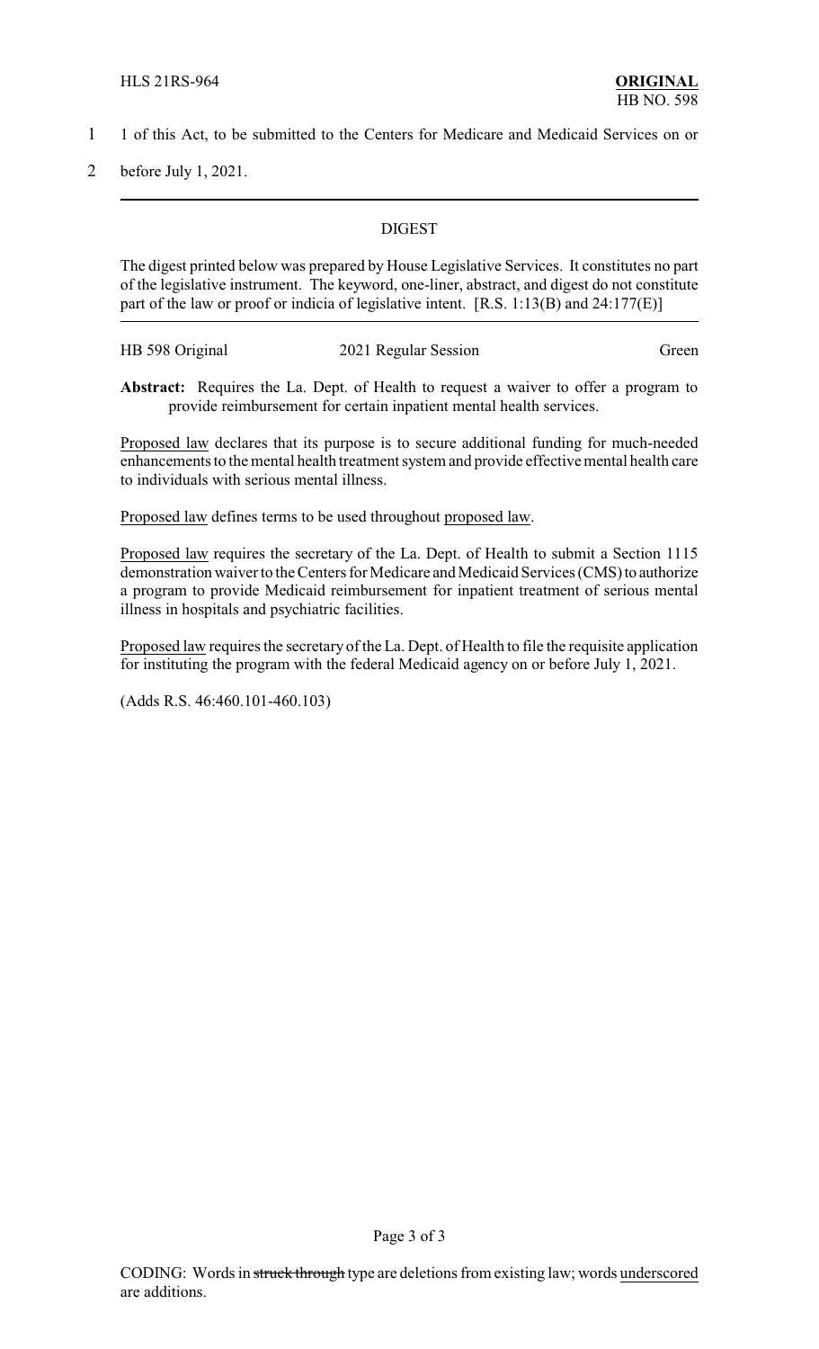1 of this Act, to be submitted to the Centers for Medicare and Medicaid Services on or before July 1, 2021.

---

## DIGEST

The digest printed below was prepared by House Legislative Services. It constitutes no part of the legislative instrument. The keyword, one-liner, abstract, and digest do not constitute part of the law or proof or indicia of legislative intent. [R.S. 1:13(B) and 24:177(E)]

| HB 598 Original | 2021 Regular Session | Green |
|---|---|---|

**Abstract:** Requires the La. Dept. of Health to request a waiver to offer a program to provide reimbursement for certain inpatient mental health services.

Proposed law declares that its purpose is to secure additional funding for much-needed enhancements to the mental health treatment system and provide effective mental health care to individuals with serious mental illness.

Proposed law defines terms to be used throughout proposed law.

Proposed law requires the secretary of the La. Dept. of Health to submit a Section 1115 demonstration waiver to the Centers for Medicare and Medicaid Services (CMS) to authorize a program to provide Medicaid reimbursement for inpatient treatment of serious mental illness in hospitals and psychiatric facilities.

Proposed law requires the secretary of the La. Dept. of Health to file the requisite application for instituting the program with the federal Medicaid agency on or before July 1, 2021.

(Adds R.S. 46:460.101-460.103)